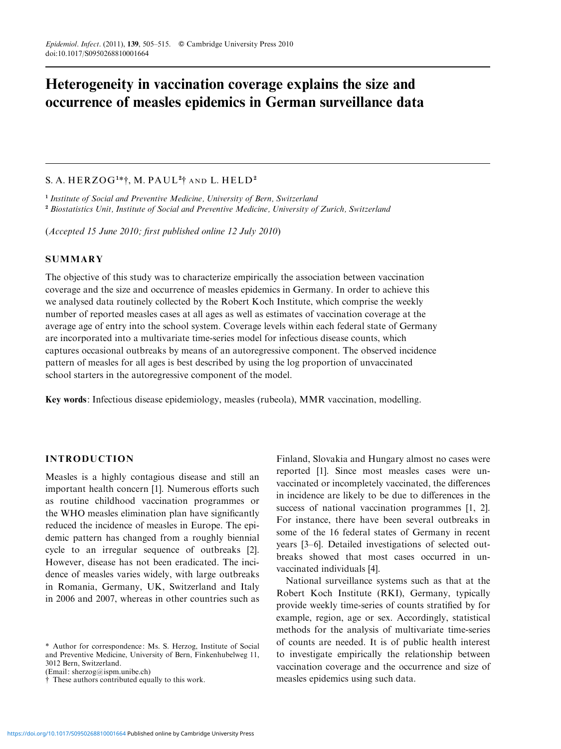# Heterogeneity in vaccination coverage explains the size and occurrence of measles epidemics in German surveillance data

S. A. HERZOG[1*†], M. PAUL[2†] AND L. HELD[2]

[1] *Institute of Social and Preventive Medicine, University of Bern, Switzerland*

[2] *Biostatistics Unit, Institute of Social and Preventive Medicine, University of Zurich, Switzerland*

(*Accepted 15 June 2010; first published online 12 July 2010*)

## SUMMARY

The objective of this study was to characterize empirically the association between vaccination coverage and the size and occurrence of measles epidemics in Germany. In order to achieve this we analysed data routinely collected by the Robert Koch Institute, which comprise the weekly number of reported measles cases at all ages as well as estimates of vaccination coverage at the average age of entry into the school system. Coverage levels within each federal state of Germany are incorporated into a multivariate time-series model for infectious disease counts, which captures occasional outbreaks by means of an autoregressive component. The observed incidence pattern of measles for all ages is best described by using the log proportion of unvaccinated school starters in the autoregressive component of the model.

**Key words**: Infectious disease epidemiology, measles (rubeola), MMR vaccination, modelling.

## INTRODUCTION

Measles is a highly contagious disease and still an important health concern [1]. Numerous efforts such as routine childhood vaccination programmes or the WHO measles elimination plan have significantly reduced the incidence of measles in Europe. The epidemic pattern has changed from a roughly biennial cycle to an irregular sequence of outbreaks [2]. However, disease has not been eradicated. The incidence of measles varies widely, with large outbreaks in Romania, Germany, UK, Switzerland and Italy in 2006 and 2007, whereas in other countries such as Finland, Slovakia and Hungary almost no cases were reported [1]. Since most measles cases were unvaccinated or incompletely vaccinated, the differences in incidence are likely to be due to differences in the success of national vaccination programmes [1, 2]. For instance, there have been several outbreaks in some of the 16 federal states of Germany in recent years [3–6]. Detailed investigations of selected outbreaks showed that most cases occurred in unvaccinated individuals [4].

National surveillance systems such as that at the Robert Koch Institute (RKI), Germany, typically provide weekly time-series of counts stratified by for example, region, age or sex. Accordingly, statistical methods for the analysis of multivariate time-series of counts are needed. It is of public health interest to investigate empirically the relationship between vaccination coverage and the occurrence and size of measles epidemics using such data.

\* Author for correspondence: Ms. S. Herzog, Institute of Social and Preventive Medicine, University of Bern, Finkenhubelweg 11, 3012 Bern, Switzerland.
(Email: sherzog@ispm.unibe.ch)

† These authors contributed equally to this work.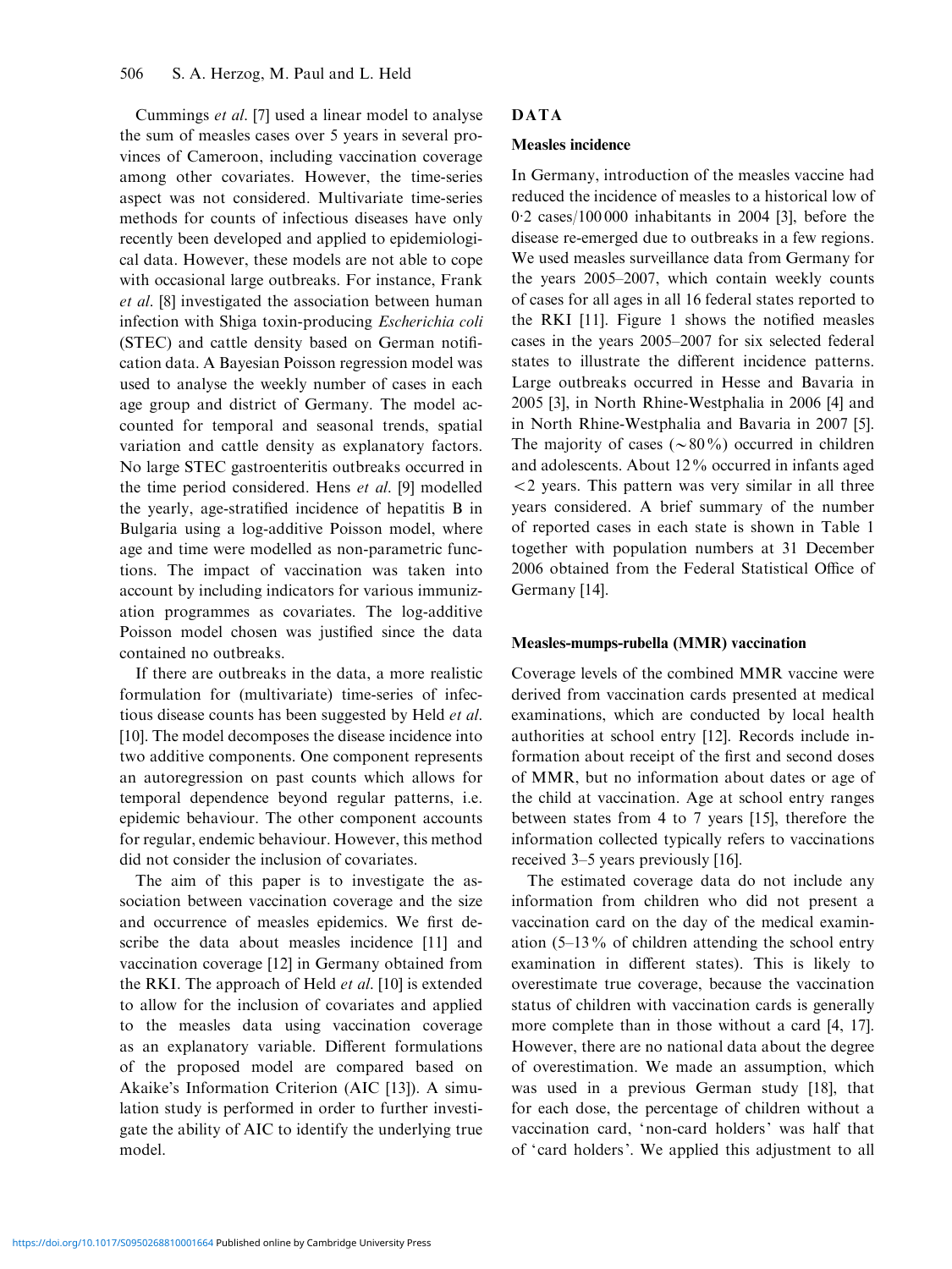Cummings *et al.* [7] used a linear model to analyse the sum of measles cases over 5 years in several provinces of Cameroon, including vaccination coverage among other covariates. However, the time-series aspect was not considered. Multivariate time-series methods for counts of infectious diseases have only recently been developed and applied to epidemiological data. However, these models are not able to cope with occasional large outbreaks. For instance, Frank *et al.* [8] investigated the association between human infection with Shiga toxin-producing *Escherichia coli* (STEC) and cattle density based on German notification data. A Bayesian Poisson regression model was used to analyse the weekly number of cases in each age group and district of Germany. The model accounted for temporal and seasonal trends, spatial variation and cattle density as explanatory factors. No large STEC gastroenteritis outbreaks occurred in the time period considered. Hens *et al.* [9] modelled the yearly, age-stratified incidence of hepatitis B in Bulgaria using a log-additive Poisson model, where age and time were modelled as non-parametric functions. The impact of vaccination was taken into account by including indicators for various immunization programmes as covariates. The log-additive Poisson model chosen was justified since the data contained no outbreaks.

If there are outbreaks in the data, a more realistic formulation for (multivariate) time-series of infectious disease counts has been suggested by Held *et al.* [10]. The model decomposes the disease incidence into two additive components. One component represents an autoregression on past counts which allows for temporal dependence beyond regular patterns, i.e. epidemic behaviour. The other component accounts for regular, endemic behaviour. However, this method did not consider the inclusion of covariates.

The aim of this paper is to investigate the association between vaccination coverage and the size and occurrence of measles epidemics. We first describe the data about measles incidence [11] and vaccination coverage [12] in Germany obtained from the RKI. The approach of Held *et al.* [10] is extended to allow for the inclusion of covariates and applied to the measles data using vaccination coverage as an explanatory variable. Different formulations of the proposed model are compared based on Akaike's Information Criterion (AIC [13]). A simulation study is performed in order to further investigate the ability of AIC to identify the underlying true model.

## DATA

### Measles incidence

In Germany, introduction of the measles vaccine had reduced the incidence of measles to a historical low of 0·2 cases/100 000 inhabitants in 2004 [3], before the disease re-emerged due to outbreaks in a few regions. We used measles surveillance data from Germany for the years 2005–2007, which contain weekly counts of cases for all ages in all 16 federal states reported to the RKI [11]. Figure 1 shows the notified measles cases in the years 2005–2007 for six selected federal states to illustrate the different incidence patterns. Large outbreaks occurred in Hesse and Bavaria in 2005 [3], in North Rhine-Westphalia in 2006 [4] and in North Rhine-Westphalia and Bavaria in 2007 [5]. The majority of cases ($\sim$80%) occurred in children and adolescents. About 12% occurred in infants aged <2 years. This pattern was very similar in all three years considered. A brief summary of the number of reported cases in each state is shown in Table 1 together with population numbers at 31 December 2006 obtained from the Federal Statistical Office of Germany [14].

### Measles-mumps-rubella (MMR) vaccination

Coverage levels of the combined MMR vaccine were derived from vaccination cards presented at medical examinations, which are conducted by local health authorities at school entry [12]. Records include information about receipt of the first and second doses of MMR, but no information about dates or age of the child at vaccination. Age at school entry ranges between states from 4 to 7 years [15], therefore the information collected typically refers to vaccinations received 3–5 years previously [16].

The estimated coverage data do not include any information from children who did not present a vaccination card on the day of the medical examination (5–13% of children attending the school entry examination in different states). This is likely to overestimate true coverage, because the vaccination status of children with vaccination cards is generally more complete than in those without a card [4, 17]. However, there are no national data about the degree of overestimation. We made an assumption, which was used in a previous German study [18], that for each dose, the percentage of children without a vaccination card, 'non-card holders' was half that of 'card holders'. We applied this adjustment to all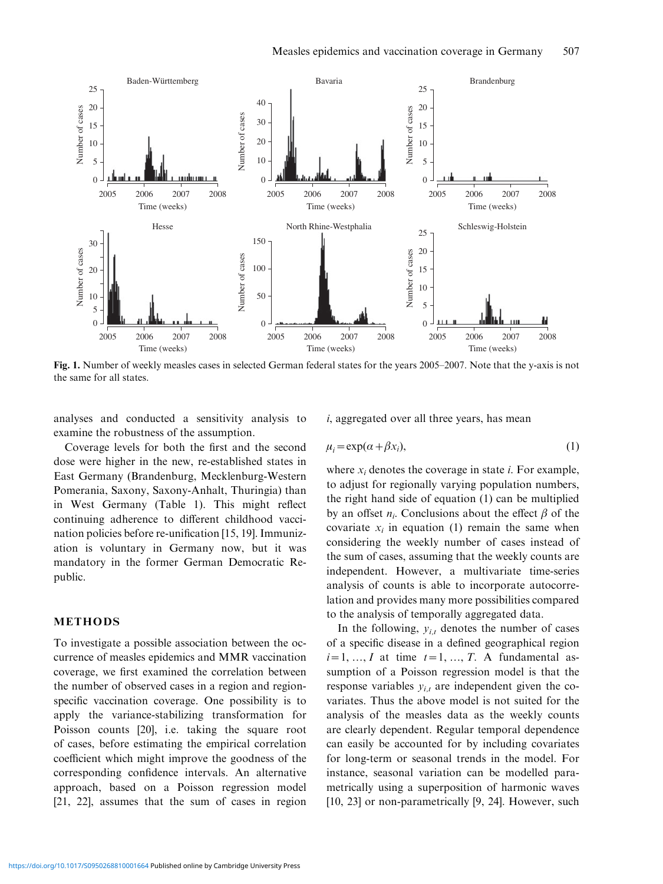Fig. 1. Number of weekly measles cases in selected German federal states for the years 2005–2007. Note that the y-axis is not the same for all states.

analyses and conducted a sensitivity analysis to examine the robustness of the assumption.

Coverage levels for both the first and the second dose were higher in the new, re-established states in East Germany (Brandenburg, Mecklenburg-Western Pomerania, Saxony, Saxony-Anhalt, Thuringia) than in West Germany (Table 1). This might reflect continuing adherence to different childhood vaccination policies before re-unification [15, 19]. Immunization is voluntary in Germany now, but it was mandatory in the former German Democratic Republic.

## METHODS

To investigate a possible association between the occurrence of measles epidemics and MMR vaccination coverage, we first examined the correlation between the number of observed cases in a region and region-specific vaccination coverage. One possibility is to apply the variance-stabilizing transformation for Poisson counts [20], i.e. taking the square root of cases, before estimating the empirical correlation coefficient which might improve the goodness of the corresponding confidence intervals. An alternative approach, based on a Poisson regression model [21, 22], assumes that the sum of cases in region $i$, aggregated over all three years, has mean

$$\mu_i = \exp(\alpha + \beta x_i), \tag{1}$$

where $x_i$ denotes the coverage in state $i$. For example, to adjust for regionally varying population numbers, the right hand side of equation (1) can be multiplied by an offset $n_i$. Conclusions about the effect $\beta$ of the covariate $x_i$ in equation (1) remain the same when considering the weekly number of cases instead of the sum of cases, assuming that the weekly counts are independent. However, a multivariate time-series analysis of counts is able to incorporate autocorrelation and provides many more possibilities compared to the analysis of temporally aggregated data.

In the following, $y_{i,t}$ denotes the number of cases of a specific disease in a defined geographical region $i = 1, \ldots, I$ at time $t = 1, \ldots, T$. A fundamental assumption of a Poisson regression model is that the response variables $y_{i,t}$ are independent given the covariates. Thus the above model is not suited for the analysis of the measles data as the weekly counts are clearly dependent. Regular temporal dependence can easily be accounted for by including covariates for long-term or seasonal trends in the model. For instance, seasonal variation can be modelled parametrically using a superposition of harmonic waves [10, 23] or non-parametrically [9, 24]. However, such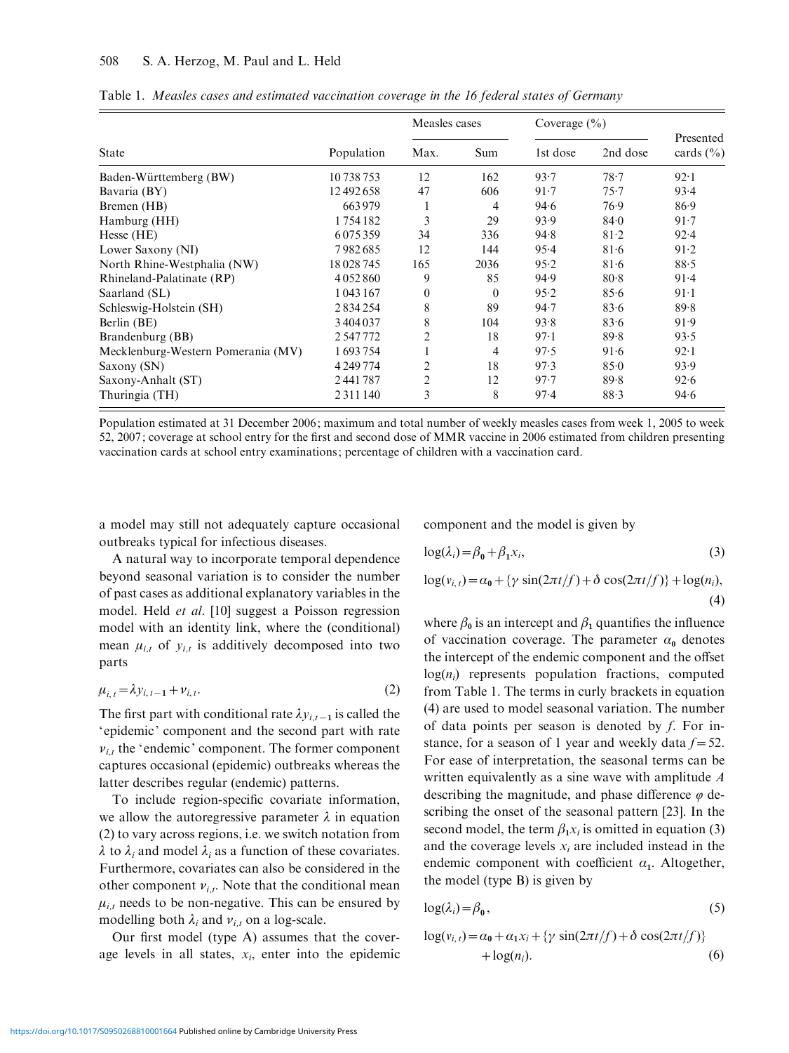Table 1. *Measles cases and estimated vaccination coverage in the 16 federal states of Germany*

| State | Population | Measles cases | | Coverage (%) | | Presented cards (%) |
|---|---|---|---|---|---|---|
| | | Max. | Sum | 1st dose | 2nd dose | |
| Baden-Württemberg (BW) | 10 738 753 | 12 | 162 | 93·7 | 78·7 | 92·1 |
| Bavaria (BY) | 12 492 658 | 47 | 606 | 91·7 | 75·7 | 93·4 |
| Bremen (HB) | 663 979 | 1 | 4 | 94·6 | 76·9 | 86·9 |
| Hamburg (HH) | 1 754 182 | 3 | 29 | 93·9 | 84·0 | 91·7 |
| Hesse (HE) | 6 075 359 | 34 | 336 | 94·8 | 81·2 | 92·4 |
| Lower Saxony (NI) | 7 982 685 | 12 | 144 | 95·4 | 81·6 | 91·2 |
| North Rhine-Westphalia (NW) | 18 028 745 | 165 | 2036 | 95·2 | 81·6 | 88·5 |
| Rhineland-Palatinate (RP) | 4 052 860 | 9 | 85 | 94·9 | 80·8 | 91·4 |
| Saarland (SL) | 1 043 167 | 0 | 0 | 95·2 | 85·6 | 91·1 |
| Schleswig-Holstein (SH) | 2 834 254 | 8 | 89 | 94·7 | 83·6 | 89·8 |
| Berlin (BE) | 3 404 037 | 8 | 104 | 93·8 | 83·6 | 91·9 |
| Brandenburg (BB) | 2 547 772 | 2 | 18 | 97·1 | 89·8 | 93·5 |
| Mecklenburg-Western Pomerania (MV) | 1 693 754 | 1 | 4 | 97·5 | 91·6 | 92·1 |
| Saxony (SN) | 4 249 774 | 2 | 18 | 97·3 | 85·0 | 93·9 |
| Saxony-Anhalt (ST) | 2 441 787 | 2 | 12 | 97·7 | 89·8 | 92·6 |
| Thuringia (TH) | 2 311 140 | 3 | 8 | 97·4 | 88·3 | 94·6 |

Population estimated at 31 December 2006; maximum and total number of weekly measles cases from week 1, 2005 to week 52, 2007; coverage at school entry for the first and second dose of MMR vaccine in 2006 estimated from children presenting vaccination cards at school entry examinations; percentage of children with a vaccination card.

a model may still not adequately capture occasional outbreaks typical for infectious diseases.

A natural way to incorporate temporal dependence beyond seasonal variation is to consider the number of past cases as additional explanatory variables in the model. Held *et al.* [10] suggest a Poisson regression model with an identity link, where the (conditional) mean $\mu_{i,t}$ of $y_{i,t}$ is additively decomposed into two parts

$$\mu_{i,t} = \lambda y_{i,t-1} + \nu_{i,t}. \tag{2}$$

The first part with conditional rate $\lambda y_{i,t-1}$ is called the 'epidemic' component and the second part with rate $\nu_{i,t}$ the 'endemic' component. The former component captures occasional (epidemic) outbreaks whereas the latter describes regular (endemic) patterns.

To include region-specific covariate information, we allow the autoregressive parameter $\lambda$ in equation (2) to vary across regions, i.e. we switch notation from $\lambda$ to $\lambda_i$ and model $\lambda_i$ as a function of these covariates. Furthermore, covariates can also be considered in the other component $\nu_{i,t}$. Note that the conditional mean $\mu_{i,t}$ needs to be non-negative. This can be ensured by modelling both $\lambda_i$ and $\nu_{i,t}$ on a log-scale.

Our first model (type A) assumes that the coverage levels in all states, $x_i$, enter into the epidemic component and the model is given by

$$\log(\lambda_i) = \beta_0 + \beta_1 x_i, \tag{3}$$

$$\log(\nu_{i,t}) = \alpha_0 + \{\gamma \sin(2\pi t/f) + \delta \cos(2\pi t/f)\} + \log(n_i), \tag{4}$$

where $\beta_0$ is an intercept and $\beta_1$ quantifies the influence of vaccination coverage. The parameter $\alpha_0$ denotes the intercept of the endemic component and the offset $\log(n_i)$ represents population fractions, computed from Table 1. The terms in curly brackets in equation (4) are used to model seasonal variation. The number of data points per season is denoted by $f$. For instance, for a season of 1 year and weekly data $f = 52$. For ease of interpretation, the seasonal terms can be written equivalently as a sine wave with amplitude $A$ describing the magnitude, and phase difference $\varphi$ describing the onset of the seasonal pattern [23]. In the second model, the term $\beta_1 x_i$ is omitted in equation (3) and the coverage levels $x_i$ are included instead in the endemic component with coefficient $\alpha_1$. Altogether, the model (type B) is given by

$$\log(\lambda_i) = \beta_0, \tag{5}$$

$$\log(\nu_{i,t}) = \alpha_0 + \alpha_1 x_i + \{\gamma \sin(2\pi t/f) + \delta \cos(2\pi t/f)\} + \log(n_i). \tag{6}$$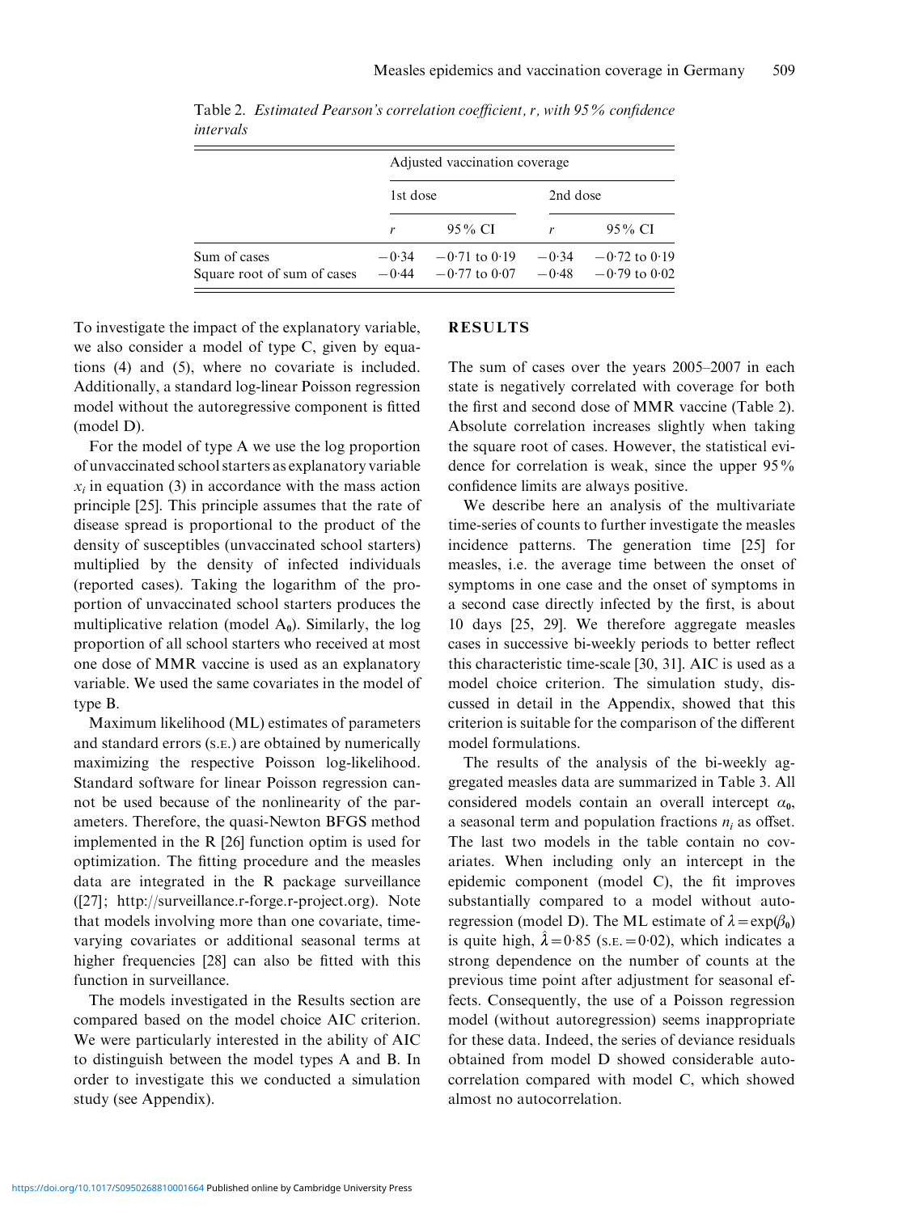Table 2. *Estimated Pearson's correlation coefficient, r, with 95% confidence intervals*

| | Adjusted vaccination coverage | | | |
|---|---|---|---|---|
| | 1st dose | | 2nd dose | |
| | $r$ | 95% CI | $r$ | 95% CI |
| Sum of cases | −0·34 | −0·71 to 0·19 | −0·34 | −0·72 to 0·19 |
| Square root of sum of cases | −0·44 | −0·77 to 0·07 | −0·48 | −0·79 to 0·02 |

To investigate the impact of the explanatory variable, we also consider a model of type C, given by equations (4) and (5), where no covariate is included. Additionally, a standard log-linear Poisson regression model without the autoregressive component is fitted (model D).

For the model of type A we use the log proportion of unvaccinated school starters as explanatory variable $x_i$ in equation (3) in accordance with the mass action principle [25]. This principle assumes that the rate of disease spread is proportional to the product of the density of susceptibles (unvaccinated school starters) multiplied by the density of infected individuals (reported cases). Taking the logarithm of the proportion of unvaccinated school starters produces the multiplicative relation (model $\mathbf{A_0}$). Similarly, the log proportion of all school starters who received at most one dose of MMR vaccine is used as an explanatory variable. We used the same covariates in the model of type B.

Maximum likelihood (ML) estimates of parameters and standard errors (S.E.) are obtained by numerically maximizing the respective Poisson log-likelihood. Standard software for linear Poisson regression cannot be used because of the nonlinearity of the parameters. Therefore, the quasi-Newton BFGS method implemented in the R [26] function optim is used for optimization. The fitting procedure and the measles data are integrated in the R package surveillance ([27]; http://surveillance.r-forge.r-project.org). Note that models involving more than one covariate, time-varying covariates or additional seasonal terms at higher frequencies [28] can also be fitted with this function in surveillance.

The models investigated in the Results section are compared based on the model choice AIC criterion. We were particularly interested in the ability of AIC to distinguish between the model types A and B. In order to investigate this we conducted a simulation study (see Appendix).

## RESULTS

The sum of cases over the years 2005–2007 in each state is negatively correlated with coverage for both the first and second dose of MMR vaccine (Table 2). Absolute correlation increases slightly when taking the square root of cases. However, the statistical evidence for correlation is weak, since the upper 95% confidence limits are always positive.

We describe here an analysis of the multivariate time-series of counts to further investigate the measles incidence patterns. The generation time [25] for measles, i.e. the average time between the onset of symptoms in one case and the onset of symptoms in a second case directly infected by the first, is about 10 days [25, 29]. We therefore aggregate measles cases in successive bi-weekly periods to better reflect this characteristic time-scale [30, 31]. AIC is used as a model choice criterion. The simulation study, discussed in detail in the Appendix, showed that this criterion is suitable for the comparison of the different model formulations.

The results of the analysis of the bi-weekly aggregated measles data are summarized in Table 3. All considered models contain an overall intercept $\alpha_0$, a seasonal term and population fractions $n_i$ as offset. The last two models in the table contain no covariates. When including only an intercept in the epidemic component (model C), the fit improves substantially compared to a model without autoregression (model D). The ML estimate of $\lambda = \exp(\beta_0)$ is quite high, $\hat{\lambda} = 0{\cdot}85$ (S.E. $= 0{\cdot}02$), which indicates a strong dependence on the number of counts at the previous time point after adjustment for seasonal effects. Consequently, the use of a Poisson regression model (without autoregression) seems inappropriate for these data. Indeed, the series of deviance residuals obtained from model D showed considerable autocorrelation compared with model C, which showed almost no autocorrelation.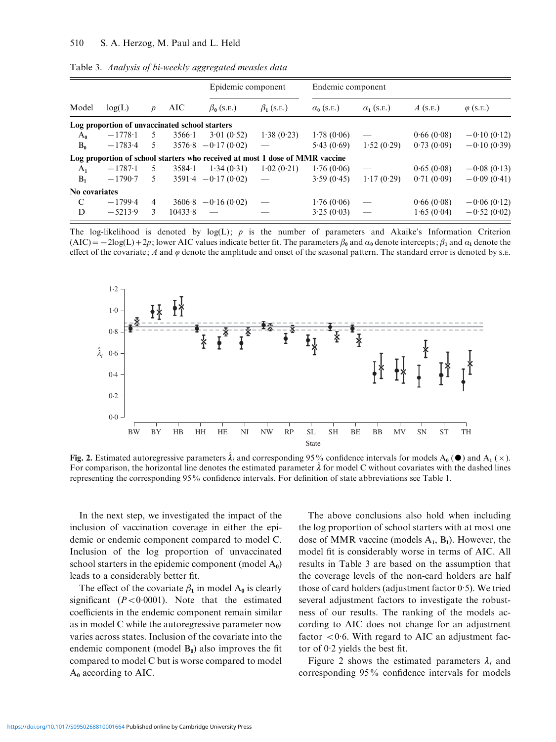Table 3. *Analysis of bi-weekly aggregated measles data*

| | | | | Epidemic component | | Endemic component | | | |
|---|---|---|---|---|---|---|---|---|---|
| Model | log(L) | $p$ | AIC | $\beta_0$ (S.E.) | $\beta_1$ (S.E.) | $\alpha_0$ (S.E.) | $\alpha_1$ (S.E.) | $A$ (S.E.) | $\varphi$ (S.E.) |
| **Log proportion of unvaccinated school starters** | | | | | | | | | |
| $A_0$ | −1778·1 | 5 | 3566·1 | 3·01 (0·52) | 1·38 (0·23) | 1·78 (0·06) | — | 0·66 (0·08) | −0·10 (0·12) |
| $B_0$ | −1783·4 | 5 | 3576·8 | −0·17 (0·02) | — | 5·43 (0·69) | 1·52 (0·29) | 0·73 (0·09) | −0·10 (0·39) |
| **Log proportion of school starters who received at most 1 dose of MMR vaccine** | | | | | | | | | |
| $A_1$ | −1787·1 | 5 | 3584·1 | 1·34 (0·31) | 1·02 (0·21) | 1·76 (0·06) | — | 0·65 (0·08) | −0·08 (0·13) |
| $B_1$ | −1790·7 | 5 | 3591·4 | −0·17 (0·02) | — | 3·59 (0·45) | 1·17 (0·29) | 0·71 (0·09) | −0·09 (0·41) |
| **No covariates** | | | | | | | | | |
| C | −1799·4 | 4 | 3606·8 | −0·16 (0·02) | — | 1·76 (0·06) | — | 0·66 (0·08) | −0·06 (0·12) |
| D | −5213·9 | 3 | 10433·8 | — | — | 3·25 (0·03) | — | 1·65 (0·04) | −0·52 (0·02) |

The log-likelihood is denoted by log(L); $p$ is the number of parameters and Akaike's Information Criterion (AIC) $= -2\log(L) + 2p$; lower AIC values indicate better fit. The parameters $\beta_0$ and $\alpha_0$ denote intercepts; $\beta_1$ and $\alpha_1$ denote the effect of the covariate; $A$ and $\varphi$ denote the amplitude and onset of the seasonal pattern. The standard error is denoted by S.E.

**Fig. 2.** Estimated autoregressive parameters $\hat{\lambda}_i$ and corresponding 95% confidence intervals for models $A_0$ (●) and $A_1$ (×). For comparison, the horizontal line denotes the estimated parameter $\hat{\lambda}$ for model C without covariates with the dashed lines representing the corresponding 95% confidence intervals. For definition of state abbreviations see Table 1.

In the next step, we investigated the impact of the inclusion of vaccination coverage in either the epidemic or endemic component compared to model C. Inclusion of the log proportion of unvaccinated school starters in the epidemic component (model $A_0$) leads to a considerably better fit.

The effect of the covariate $\beta_1$ in model $A_0$ is clearly significant ($P < 0{\cdot}0001$). Note that the estimated coefficients in the endemic component remain similar as in model C while the autoregressive parameter now varies across states. Inclusion of the covariate into the endemic component (model $B_0$) also improves the fit compared to model C but is worse compared to model $A_0$ according to AIC.

The above conclusions also hold when including the log proportion of school starters with at most one dose of MMR vaccine (models $A_1$, $B_1$). However, the model fit is considerably worse in terms of AIC. All results in Table 3 are based on the assumption that the coverage levels of the non-card holders are half those of card holders (adjustment factor 0·5). We tried several adjustment factors to investigate the robustness of our results. The ranking of the models according to AIC does not change for an adjustment factor $< 0{\cdot}6$. With regard to AIC an adjustment factor of 0·2 yields the best fit.

Figure 2 shows the estimated parameters $\lambda_i$ and corresponding 95% confidence intervals for models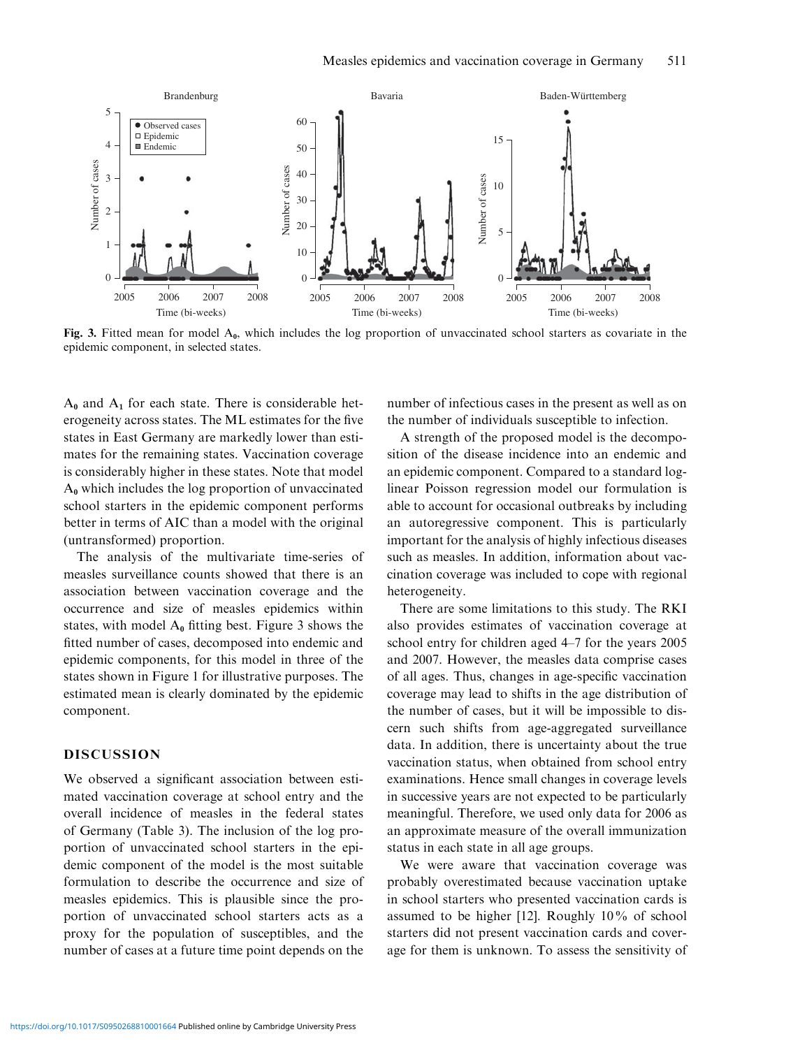Fig. 3. Fitted mean for model $A_0$, which includes the log proportion of unvaccinated school starters as covariate in the epidemic component, in selected states.

$A_0$ and $A_1$ for each state. There is considerable heterogeneity across states. The ML estimates for the five states in East Germany are markedly lower than estimates for the remaining states. Vaccination coverage is considerably higher in these states. Note that model $A_0$ which includes the log proportion of unvaccinated school starters in the epidemic component performs better in terms of AIC than a model with the original (untransformed) proportion.

The analysis of the multivariate time-series of measles surveillance counts showed that there is an association between vaccination coverage and the occurrence and size of measles epidemics within states, with model $A_0$ fitting best. Figure 3 shows the fitted number of cases, decomposed into endemic and epidemic components, for this model in three of the states shown in Figure 1 for illustrative purposes. The estimated mean is clearly dominated by the epidemic component.

## DISCUSSION

We observed a significant association between estimated vaccination coverage at school entry and the overall incidence of measles in the federal states of Germany (Table 3). The inclusion of the log proportion of unvaccinated school starters in the epidemic component of the model is the most suitable formulation to describe the occurrence and size of measles epidemics. This is plausible since the proportion of unvaccinated school starters acts as a proxy for the population of susceptibles, and the number of cases at a future time point depends on the number of infectious cases in the present as well as on the number of individuals susceptible to infection.

A strength of the proposed model is the decomposition of the disease incidence into an endemic and an epidemic component. Compared to a standard log-linear Poisson regression model our formulation is able to account for occasional outbreaks by including an autoregressive component. This is particularly important for the analysis of highly infectious diseases such as measles. In addition, information about vaccination coverage was included to cope with regional heterogeneity.

There are some limitations to this study. The RKI also provides estimates of vaccination coverage at school entry for children aged 4–7 for the years 2005 and 2007. However, the measles data comprise cases of all ages. Thus, changes in age-specific vaccination coverage may lead to shifts in the age distribution of the number of cases, but it will be impossible to discern such shifts from age-aggregated surveillance data. In addition, there is uncertainty about the true vaccination status, when obtained from school entry examinations. Hence small changes in coverage levels in successive years are not expected to be particularly meaningful. Therefore, we used only data for 2006 as an approximate measure of the overall immunization status in each state in all age groups.

We were aware that vaccination coverage was probably overestimated because vaccination uptake in school starters who presented vaccination cards is assumed to be higher [12]. Roughly 10% of school starters did not present vaccination cards and coverage for them is unknown. To assess the sensitivity of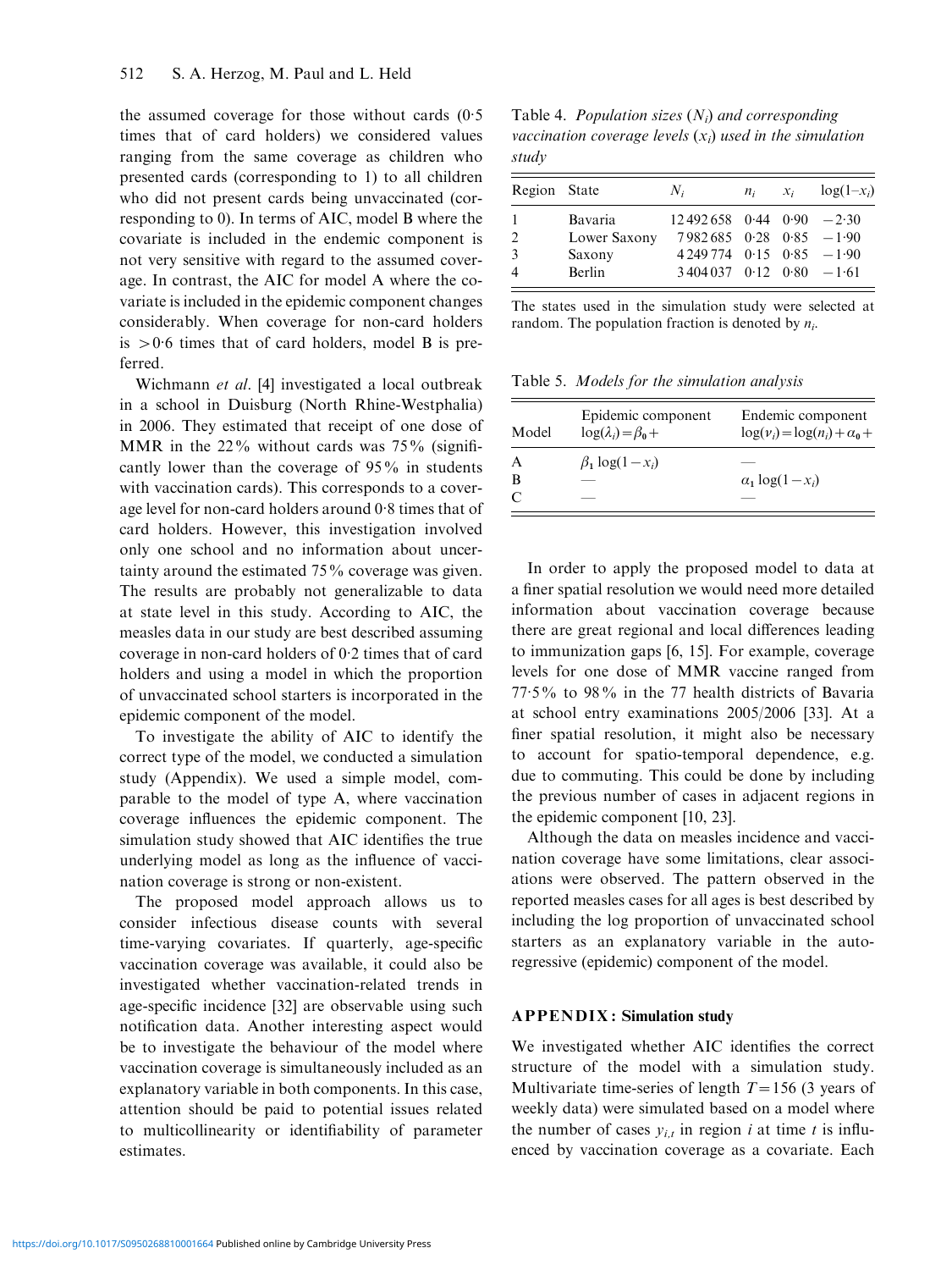the assumed coverage for those without cards (0·5 times that of card holders) we considered values ranging from the same coverage as children who presented cards (corresponding to 1) to all children who did not present cards being unvaccinated (corresponding to 0). In terms of AIC, model B where the covariate is included in the endemic component is not very sensitive with regard to the assumed coverage. In contrast, the AIC for model A where the covariate is included in the epidemic component changes considerably. When coverage for non-card holders is >0·6 times that of card holders, model B is preferred.

Wichmann *et al*. [4] investigated a local outbreak in a school in Duisburg (North Rhine-Westphalia) in 2006. They estimated that receipt of one dose of MMR in the 22% without cards was 75% (significantly lower than the coverage of 95% in students with vaccination cards). This corresponds to a coverage level for non-card holders around 0·8 times that of card holders. However, this investigation involved only one school and no information about uncertainty around the estimated 75% coverage was given. The results are probably not generalizable to data at state level in this study. According to AIC, the measles data in our study are best described assuming coverage in non-card holders of 0·2 times that of card holders and using a model in which the proportion of unvaccinated school starters is incorporated in the epidemic component of the model.

To investigate the ability of AIC to identify the correct type of the model, we conducted a simulation study (Appendix). We used a simple model, comparable to the model of type A, where vaccination coverage influences the epidemic component. The simulation study showed that AIC identifies the true underlying model as long as the influence of vaccination coverage is strong or non-existent.

The proposed model approach allows us to consider infectious disease counts with several time-varying covariates. If quarterly, age-specific vaccination coverage was available, it could also be investigated whether vaccination-related trends in age-specific incidence [32] are observable using such notification data. Another interesting aspect would be to investigate the behaviour of the model where vaccination coverage is simultaneously included as an explanatory variable in both components. In this case, attention should be paid to potential issues related to multicollinearity or identifiability of parameter estimates.

Table 4. *Population sizes* ($N_i$) *and corresponding vaccination coverage levels* ($x_i$) *used in the simulation study*

| Region | State | $N_i$ | $n_i$ | $x_i$ | $\log(1-x_i)$ |
|---|---|---|---|---|---|
| 1 | Bavaria | 12 492 658 | 0·44 | 0·90 | −2·30 |
| 2 | Lower Saxony | 7 982 685 | 0·28 | 0·85 | −1·90 |
| 3 | Saxony | 4 249 774 | 0·15 | 0·85 | −1·90 |
| 4 | Berlin | 3 404 037 | 0·12 | 0·80 | −1·61 |

The states used in the simulation study were selected at random. The population fraction is denoted by $n_i$.

Table 5. *Models for the simulation analysis*

| Model | Epidemic component $\log(\lambda_i)=\beta_0+$ | Endemic component $\log(\nu_i)=\log(n_i)+\alpha_0+$ |
|---|---|---|
| A | $\beta_1 \log(1-x_i)$ | — |
| B | — | $\alpha_1 \log(1-x_i)$ |
| C | — | — |

In order to apply the proposed model to data at a finer spatial resolution we would need more detailed information about vaccination coverage because there are great regional and local differences leading to immunization gaps [6, 15]. For example, coverage levels for one dose of MMR vaccine ranged from 77·5% to 98% in the 77 health districts of Bavaria at school entry examinations 2005/2006 [33]. At a finer spatial resolution, it might also be necessary to account for spatio-temporal dependence, e.g. due to commuting. This could be done by including the previous number of cases in adjacent regions in the epidemic component [10, 23].

Although the data on measles incidence and vaccination coverage have some limitations, clear associations were observed. The pattern observed in the reported measles cases for all ages is best described by including the log proportion of unvaccinated school starters as an explanatory variable in the autoregressive (epidemic) component of the model.

## APPENDIX: Simulation study

We investigated whether AIC identifies the correct structure of the model with a simulation study. Multivariate time-series of length $T=156$ (3 years of weekly data) were simulated based on a model where the number of cases $y_{i,t}$ in region $i$ at time $t$ is influenced by vaccination coverage as a covariate. Each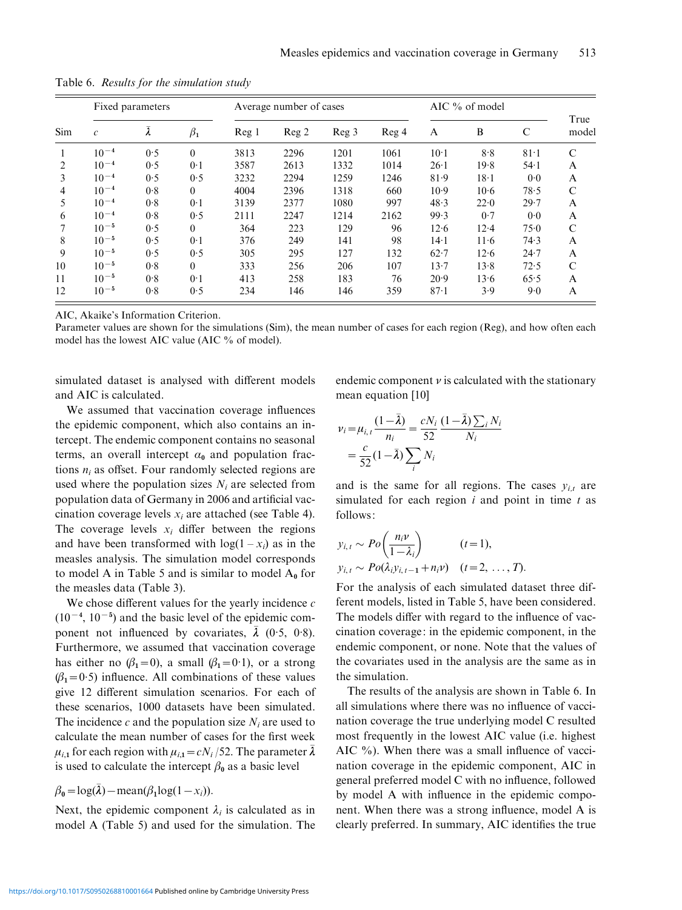Table 6. *Results for the simulation study*

| Sim | Fixed parameters | | | Average number of cases | | | | AIC % of model | | | True model |
|---|---|---|---|---|---|---|---|---|---|---|---|
| | $c$ | $\bar{\lambda}$ | $\beta_1$ | Reg 1 | Reg 2 | Reg 3 | Reg 4 | A | B | C | |
| 1 | $10^{-4}$ | 0·5 | 0 | 3813 | 2296 | 1201 | 1061 | 10·1 | 8·8 | 81·1 | C |
| 2 | $10^{-4}$ | 0·5 | 0·1 | 3587 | 2613 | 1332 | 1014 | 26·1 | 19·8 | 54·1 | A |
| 3 | $10^{-4}$ | 0·5 | 0·5 | 3232 | 2294 | 1259 | 1246 | 81·9 | 18·1 | 0·0 | A |
| 4 | $10^{-4}$ | 0·8 | 0 | 4004 | 2396 | 1318 | 660 | 10·9 | 10·6 | 78·5 | C |
| 5 | $10^{-4}$ | 0·8 | 0·1 | 3139 | 2377 | 1080 | 997 | 48·3 | 22·0 | 29·7 | A |
| 6 | $10^{-4}$ | 0·8 | 0·5 | 2111 | 2247 | 1214 | 2162 | 99·3 | 0·7 | 0·0 | A |
| 7 | $10^{-5}$ | 0·5 | 0 | 364 | 223 | 129 | 96 | 12·6 | 12·4 | 75·0 | C |
| 8 | $10^{-5}$ | 0·5 | 0·1 | 376 | 249 | 141 | 98 | 14·1 | 11·6 | 74·3 | A |
| 9 | $10^{-5}$ | 0·5 | 0·5 | 305 | 295 | 127 | 132 | 62·7 | 12·6 | 24·7 | A |
| 10 | $10^{-5}$ | 0·8 | 0 | 333 | 256 | 206 | 107 | 13·7 | 13·8 | 72·5 | C |
| 11 | $10^{-5}$ | 0·8 | 0·1 | 413 | 258 | 183 | 76 | 20·9 | 13·6 | 65·5 | A |
| 12 | $10^{-5}$ | 0·8 | 0·5 | 234 | 146 | 146 | 359 | 87·1 | 3·9 | 9·0 | A |

AIC, Akaike's Information Criterion.
Parameter values are shown for the simulations (Sim), the mean number of cases for each region (Reg), and how often each model has the lowest AIC value (AIC % of model).

simulated dataset is analysed with different models and AIC is calculated.

We assumed that vaccination coverage influences the epidemic component, which also contains an intercept. The endemic component contains no seasonal terms, an overall intercept $\alpha_0$ and population fractions $n_i$ as offset. Four randomly selected regions are used where the population sizes $N_i$ are selected from population data of Germany in 2006 and artificial vaccination coverage levels $x_i$ are attached (see Table 4). The coverage levels $x_i$ differ between the regions and have been transformed with $\log(1-x_i)$ as in the measles analysis. The simulation model corresponds to model A in Table 5 and is similar to model $A_0$ for the measles data (Table 3).

We chose different values for the yearly incidence $c$ ($10^{-4}$, $10^{-5}$) and the basic level of the epidemic component not influenced by covariates, $\bar{\lambda}$ (0·5, 0·8). Furthermore, we assumed that vaccination coverage has either no ($\beta_1 = 0$), a small ($\beta_1 = 0{\cdot}1$), or a strong ($\beta_1 = 0{\cdot}5$) influence. All combinations of these values give 12 different simulation scenarios. For each of these scenarios, 1000 datasets have been simulated. The incidence $c$ and the population size $N_i$ are used to calculate the mean number of cases for the first week $\mu_{i,1}$ for each region with $\mu_{i,1} = cN_i/52$. The parameter $\bar{\lambda}$ is used to calculate the intercept $\beta_0$ as a basic level

$$\beta_0 = \log(\bar{\lambda}) - \text{mean}(\beta_1 \log(1-x_i)).$$

Next, the epidemic component $\lambda_i$ is calculated as in model A (Table 5) and used for the simulation. The endemic component $\nu$ is calculated with the stationary mean equation [10]

$$\nu_i = \mu_{i,t}\frac{(1-\bar{\lambda})}{n_i} = \frac{cN_i}{52}\frac{(1-\bar{\lambda})\sum_i N_i}{N_i} = \frac{c}{52}(1-\bar{\lambda})\sum_i N_i$$

and is the same for all regions. The cases $y_{i,t}$ are simulated for each region $i$ and point in time $t$ as follows:

$$y_{i,t} \sim Po\left(\frac{n_i \nu}{1-\lambda_i}\right) \qquad (t=1),$$

$$y_{i,t} \sim Po(\lambda_i y_{i,t-1} + n_i \nu) \quad (t=2, \ldots, T).$$

For the analysis of each simulated dataset three different models, listed in Table 5, have been considered. The models differ with regard to the influence of vaccination coverage: in the epidemic component, in the endemic component, or none. Note that the values of the covariates used in the analysis are the same as in the simulation.

The results of the analysis are shown in Table 6. In all simulations where there was no influence of vaccination coverage the true underlying model C resulted most frequently in the lowest AIC value (i.e. highest AIC %). When there was a small influence of vaccination coverage in the epidemic component, AIC in general preferred model C with no influence, followed by model A with influence in the epidemic component. When there was a strong influence, model A is clearly preferred. In summary, AIC identifies the true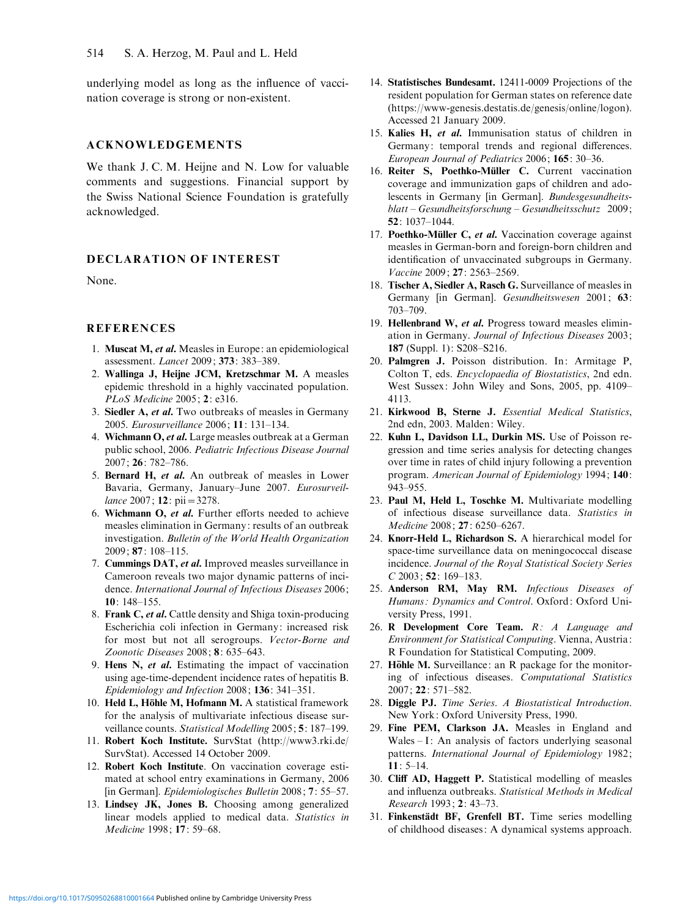underlying model as long as the influence of vaccination coverage is strong or non-existent.

## ACKNOWLEDGEMENTS

We thank J. C. M. Heijne and N. Low for valuable comments and suggestions. Financial support by the Swiss National Science Foundation is gratefully acknowledged.

## DECLARATION OF INTEREST

None.

## REFERENCES

1. **Muscat M, *et al*.** Measles in Europe: an epidemiological assessment. *Lancet* 2009; **373**: 383–389.
2. **Wallinga J, Heijne JCM, Kretzschmar M.** A measles epidemic threshold in a highly vaccinated population. *PLoS Medicine* 2005; **2**: e316.
3. **Siedler A, *et al*.** Two outbreaks of measles in Germany 2005. *Eurosurveillance* 2006; **11**: 131–134.
4. **Wichmann O, *et al*.** Large measles outbreak at a German public school, 2006. *Pediatric Infectious Disease Journal* 2007; **26**: 782–786.
5. **Bernard H, *et al*.** An outbreak of measles in Lower Bavaria, Germany, January–June 2007. *Eurosurveillance* 2007; **12**: pii = 3278.
6. **Wichmann O, *et al*.** Further efforts needed to achieve measles elimination in Germany: results of an outbreak investigation. *Bulletin of the World Health Organization* 2009; **87**: 108–115.
7. **Cummings DAT, *et al*.** Improved measles surveillance in Cameroon reveals two major dynamic patterns of incidence. *International Journal of Infectious Diseases* 2006; **10**: 148–155.
8. **Frank C, *et al*.** Cattle density and Shiga toxin-producing Escherichia coli infection in Germany: increased risk for most but not all serogroups. *Vector-Borne and Zoonotic Diseases* 2008; **8**: 635–643.
9. **Hens N, *et al*.** Estimating the impact of vaccination using age-time-dependent incidence rates of hepatitis B. *Epidemiology and Infection* 2008; **136**: 341–351.
10. **Held L, Höhle M, Hofmann M.** A statistical framework for the analysis of multivariate infectious disease surveillance counts. *Statistical Modelling* 2005; **5**: 187–199.
11. **Robert Koch Institute.** SurvStat (http://www3.rki.de/SurvStat). Accessed 14 October 2009.
12. **Robert Koch Institute**. On vaccination coverage estimated at school entry examinations in Germany, 2006 [in German]. *Epidemiologisches Bulletin* 2008; **7**: 55–57.
13. **Lindsey JK, Jones B.** Choosing among generalized linear models applied to medical data. *Statistics in Medicine* 1998; **17**: 59–68.
14. **Statistisches Bundesamt.** 12411-0009 Projections of the resident population for German states on reference date (https://www-genesis.destatis.de/genesis/online/logon). Accessed 21 January 2009.
15. **Kalies H, *et al*.** Immunisation status of children in Germany: temporal trends and regional differences. *European Journal of Pediatrics* 2006; **165**: 30–36.
16. **Reiter S, Poethko-Müller C.** Current vaccination coverage and immunization gaps of children and adolescents in Germany [in German]. *Bundesgesundheitsblatt – Gesundheitsforschung – Gesundheitsschutz* 2009; **52**: 1037–1044.
17. **Poethko-Müller C, *et al*.** Vaccination coverage against measles in German-born and foreign-born children and identification of unvaccinated subgroups in Germany. *Vaccine* 2009; **27**: 2563–2569.
18. **Tischer A, Siedler A, Rasch G.** Surveillance of measles in Germany [in German]. *Gesundheitswesen* 2001; **63**: 703–709.
19. **Hellenbrand W, *et al*.** Progress toward measles elimination in Germany. *Journal of Infectious Diseases* 2003; **187** (Suppl. 1): S208–S216.
20. **Palmgren J.** Poisson distribution. In: Armitage P, Colton T, eds. *Encyclopaedia of Biostatistics*, 2nd edn. West Sussex: John Wiley and Sons, 2005, pp. 4109–4113.
21. **Kirkwood B, Sterne J.** *Essential Medical Statistics*, 2nd edn, 2003. Malden: Wiley.
22. **Kuhn L, Davidson LL, Durkin MS.** Use of Poisson regression and time series analysis for detecting changes over time in rates of child injury following a prevention program. *American Journal of Epidemiology* 1994; **140**: 943–955.
23. **Paul M, Held L, Toschke M.** Multivariate modelling of infectious disease surveillance data. *Statistics in Medicine* 2008; **27**: 6250–6267.
24. **Knorr-Held L, Richardson S.** A hierarchical model for space-time surveillance data on meningococcal disease incidence. *Journal of the Royal Statistical Society Series C* 2003; **52**: 169–183.
25. **Anderson RM, May RM.** *Infectious Diseases of Humans: Dynamics and Control*. Oxford: Oxford University Press, 1991.
26. **R Development Core Team.** *R: A Language and Environment for Statistical Computing*. Vienna, Austria: R Foundation for Statistical Computing, 2009.
27. **Höhle M.** Surveillance: an R package for the monitoring of infectious diseases. *Computational Statistics* 2007; **22**: 571–582.
28. **Diggle PJ.** *Time Series. A Biostatistical Introduction*. New York: Oxford University Press, 1990.
29. **Fine PEM, Clarkson JA.** Measles in England and Wales – I: An analysis of factors underlying seasonal patterns. *International Journal of Epidemiology* 1982; **11**: 5–14.
30. **Cliff AD, Haggett P.** Statistical modelling of measles and influenza outbreaks. *Statistical Methods in Medical Research* 1993; **2**: 43–73.
31. **Finkenstädt BF, Grenfell BT.** Time series modelling of childhood diseases: A dynamical systems approach.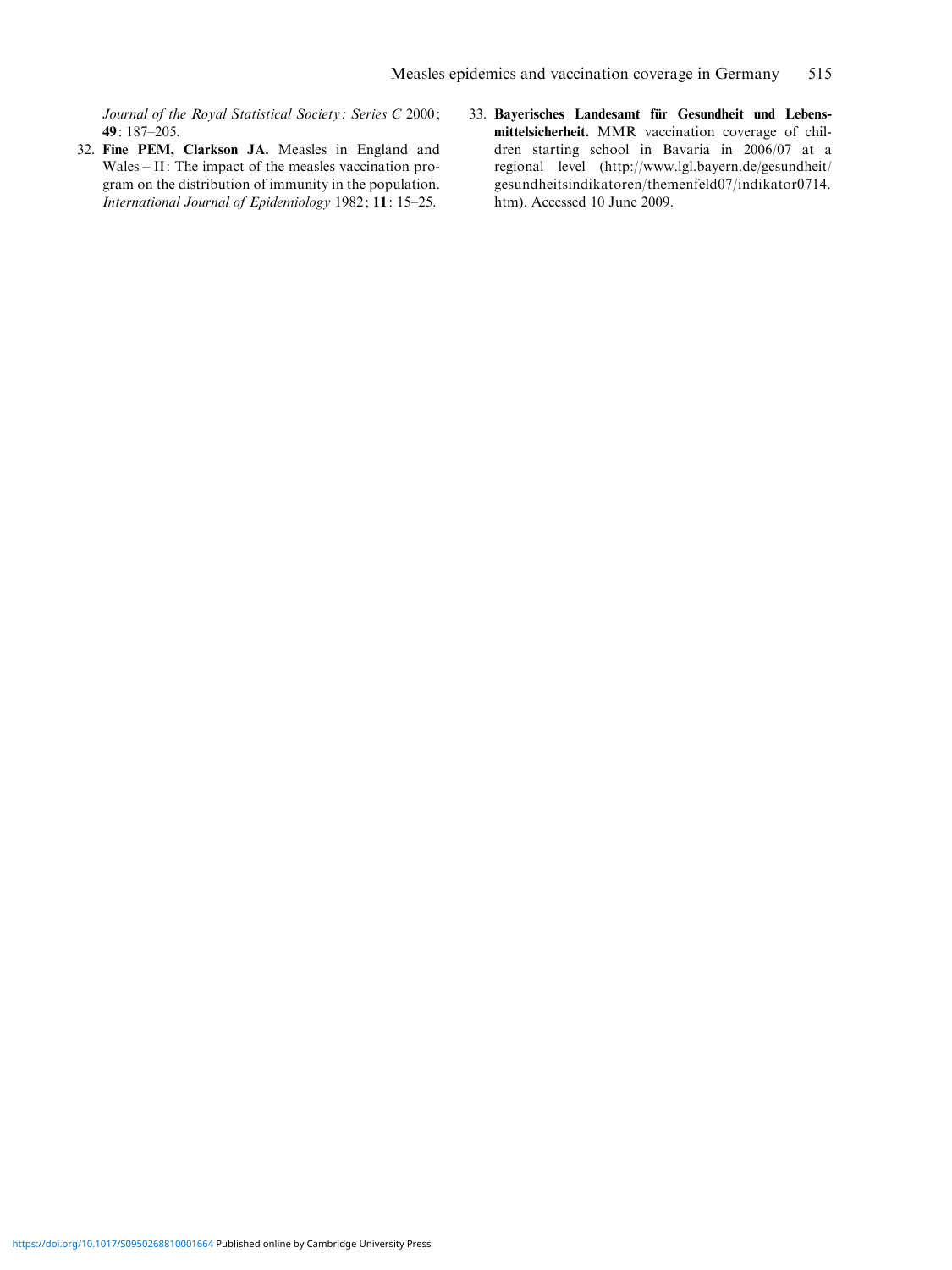*Journal of the Royal Statistical Society: Series C* 2000; **49**: 187–205.

32. **Fine PEM, Clarkson JA.** Measles in England and Wales – II: The impact of the measles vaccination program on the distribution of immunity in the population. *International Journal of Epidemiology* 1982; **11**: 15–25.

33. **Bayerisches Landesamt für Gesundheit und Lebensmittelsicherheit.** MMR vaccination coverage of children starting school in Bavaria in 2006/07 at a regional level (http://www.lgl.bayern.de/gesundheit/gesundheitsindikatoren/themenfeld07/indikator0714.htm). Accessed 10 June 2009.